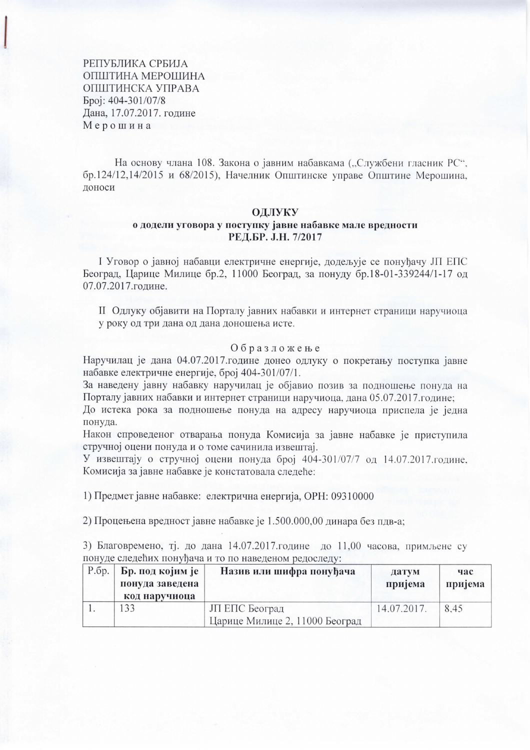РЕПУБЛИКА СРБИЈА
ОПШТИНА МЕРОШИНА
ОПШТИНСКА УПРАВА
Број: 404-301/07/8
Дана, 17.07.2017. године
М е р о ш и н а

На основу члана 108. Закона о јавним набавкама („Службени гласник РС", бр.124/12,14/2015 и 68/2015), Начелник Општинске управе Општине Мерошина, доноси

**ОДЛУКУ**
**о додели уговора у поступку јавне набавке мале вредности**
**РЕД.БР. Ј.Н. 7/2017**

I Уговор о јавној набавци електричне енергије, додељује се понуђачу ЈП ЕПС Београд, Царице Милице бр.2, 11000 Београд, за понуду бр.18-01-339244/1-17 од 07.07.2017.године.

II Одлуку објавити на Порталу јавних набавки и интернет страници наручиоца у року од три дана од дана доношења исте.

О б р а з л о ж е њ е

Наручилац је дана 04.07.2017.године донео одлуку о покретању поступка јавне набавке електричне енергије, број 404-301/07/1.
За наведену јавну набавку наручилац је објавио позив за подношење понуда на Порталу јавних набавки и интернет страници наручиоца, дана 05.07.2017.године;
До истека рока за подношење понуда на адресу наручиоца приспела је једна понуда.
Након спроведеног отварања понуда Комисија за јавне набавке је приступила стручној оцени понуда и о томе сачинила извештај.
У извештају о стручној оцени понуда број 404-301/07/7 од 14.07.2017.године, Комисија за јавне набавке је констатовала следеће:

1) Предмет јавне набавке: електрична енергија, ОРН: 09310000

2) Процењена вредност јавне набавке је 1.500.000,00 динара без пдв-а;

3) Благовремено, тј. до дана 14.07.2017.године до 11,00 часова, примљене су понуде следећих понуђача и то по наведеном редоследу:

| Р.бр. | Бр. под којим је понуда заведена код наручиоца | Назив или шифра понуђача | датум пријема | час пријема |
|---|---|---|---|---|
| 1. | 133 | ЈП ЕПС Београд Царице Милице 2, 11000 Београд | 14.07.2017. | 8,45 |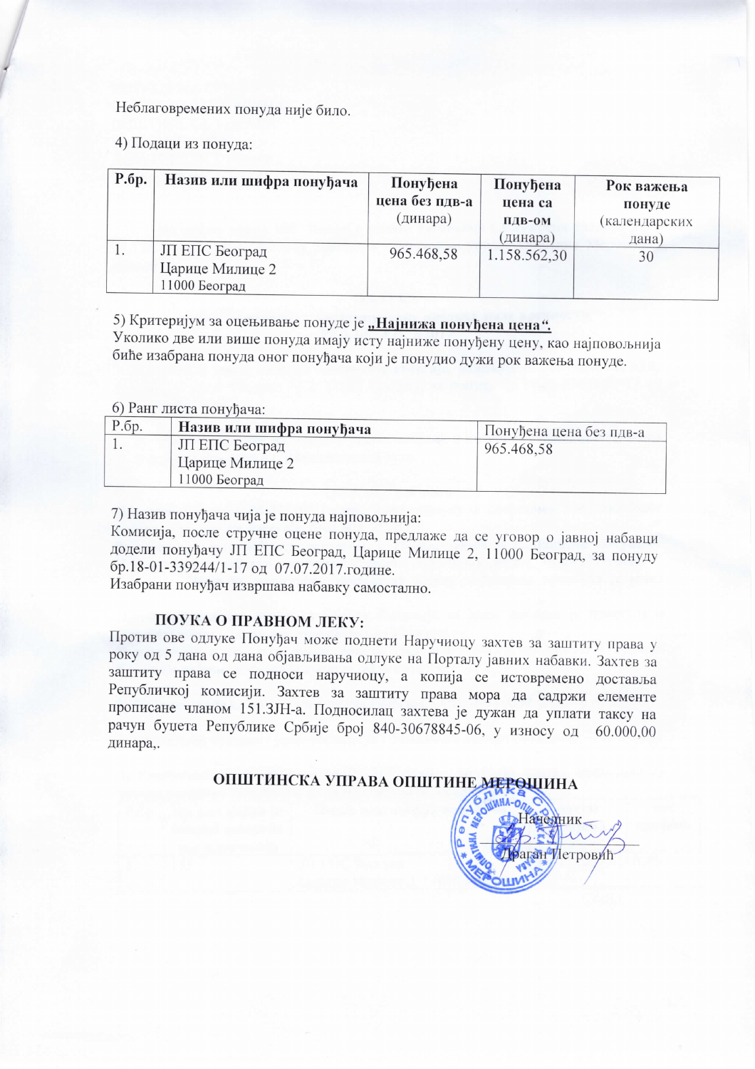Неблаговремених понуда није било.

4) Подаци из понуда:

| Р.бр. | Назив или шифра понуђача | Понуђена цена без пдв-а (динара) | Понуђена цена са пдв-ом (динара) | Рок важења понуде (календарских дана) |
|---|---|---|---|---|
| 1. | ЈП ЕПС Београд<br>Царице Милице 2<br>11000 Београд | 965.468,58 | 1.158.562,30 | 30 |

5) Критеријум за оцењивање понуде је **„Најнижа понуђена цена“.**
Уколико две или више понуда имају исту најниже понуђену цену, као најповољнија биће изабрана понуда оног понуђача који је понудио дужи рок важења понуде.

6) Ранг листа понуђача:

| Р.бр. | Назив или шифра понуђача | Понуђена цена без пдв-а |
|---|---|---|
| 1. | ЈП ЕПС Београд<br>Царице Милице 2<br>11000 Београд | 965.468,58 |

7) Назив понуђача чија је понуда најповољнија:
Комисија, после стручне оцене понуда, предлаже да се уговор о јавној набавци додели понуђачу ЈП ЕПС Београд, Царице Милице 2, 11000 Београд, за понуду бр.18-01-339244/1-17 од 07.07.2017.године.
Изабрани понуђач извршава набавку самостално.

**ПОУКА О ПРАВНОМ ЛЕКУ:**
Против ове одлуке Понуђач може поднети Наручиоцу захтев за заштиту права у року од 5 дана од дана објављивања одлуке на Порталу јавних набавки. Захтев за заштиту права се подноси наручиоцу, а копија се истовремено доставља Републичкој комисији. Захтев за заштиту права мора да садржи елементе прописане чланом 151.ЗЈН-а. Подносилац захтева је дужан да уплати таксу на рачун буџета Републике Србије број 840-30678845-06, у износу од 60.000,00 динара,.

**ОПШТИНСКА УПРАВА ОПШТИНЕ МЕРОШИНА**

Начелник

Драган Петровић